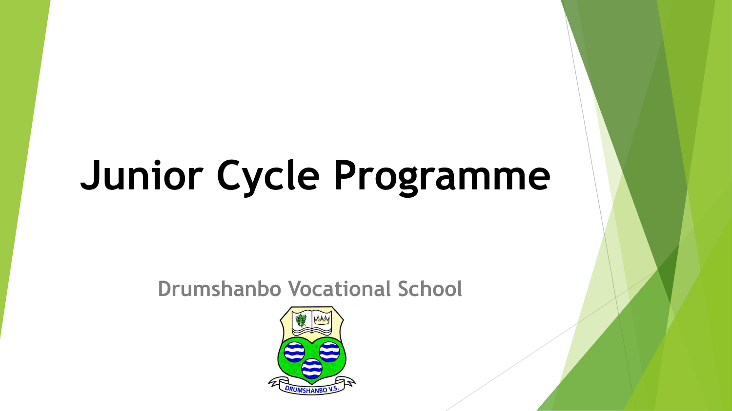# Junior Cycle Programme

## Drumshanbo Vocational School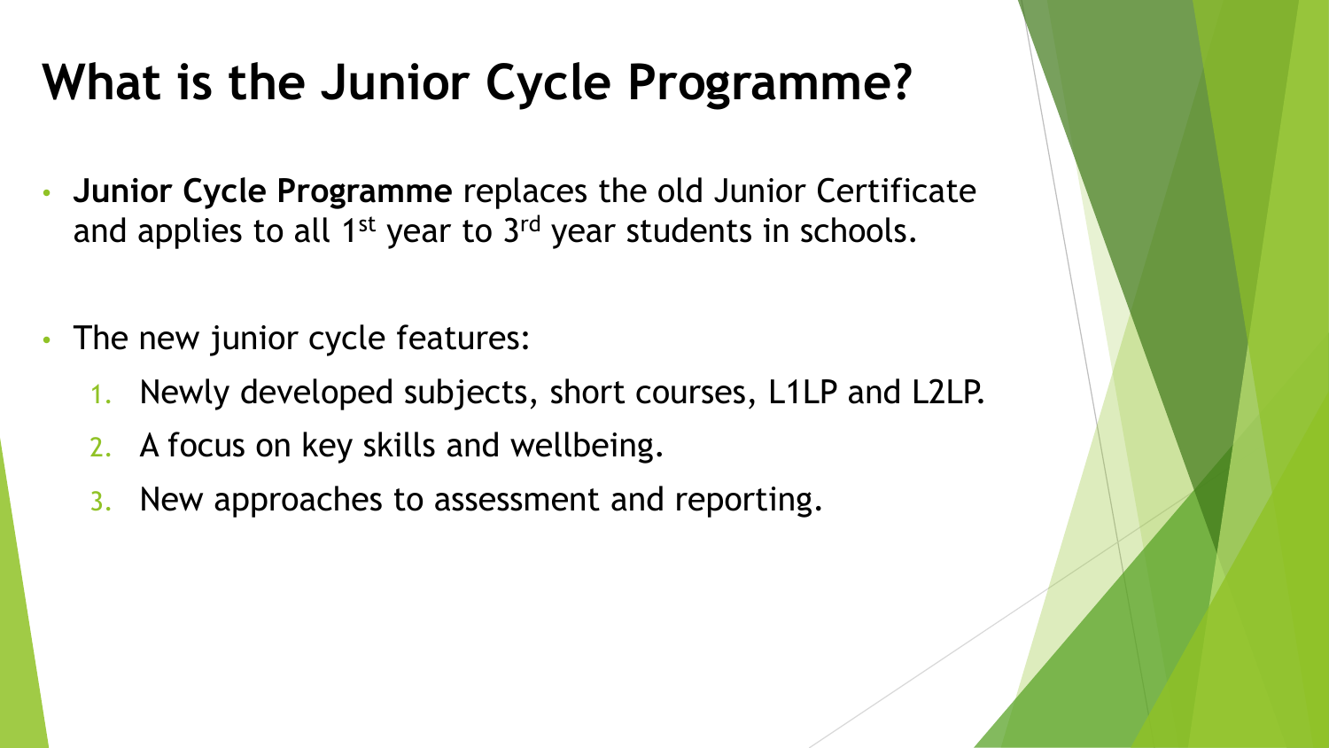# What is the Junior Cycle Programme?

- **Junior Cycle Programme** replaces the old Junior Certificate and applies to all 1st year to 3rd year students in schools.

- The new junior cycle features:
  1. Newly developed subjects, short courses, L1LP and L2LP.
  2. A focus on key skills and wellbeing.
  3. New approaches to assessment and reporting.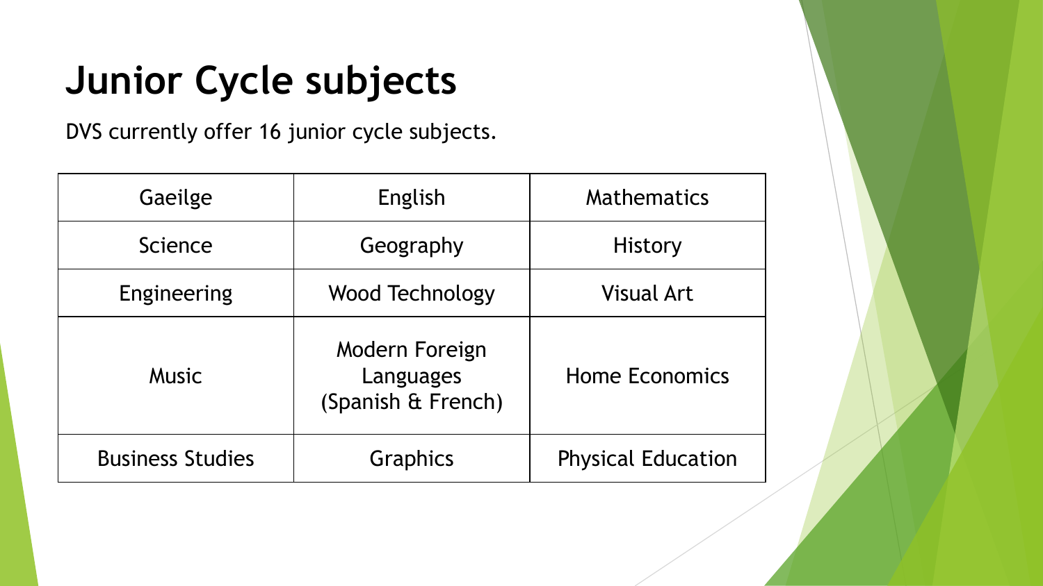# Junior Cycle subjects

DVS currently offer 16 junior cycle subjects.

| | | |
|---|---|---|
| Gaeilge | English | Mathematics |
| Science | Geography | History |
| Engineering | Wood Technology | Visual Art |
| Music | Modern Foreign Languages (Spanish & French) | Home Economics |
| Business Studies | Graphics | Physical Education |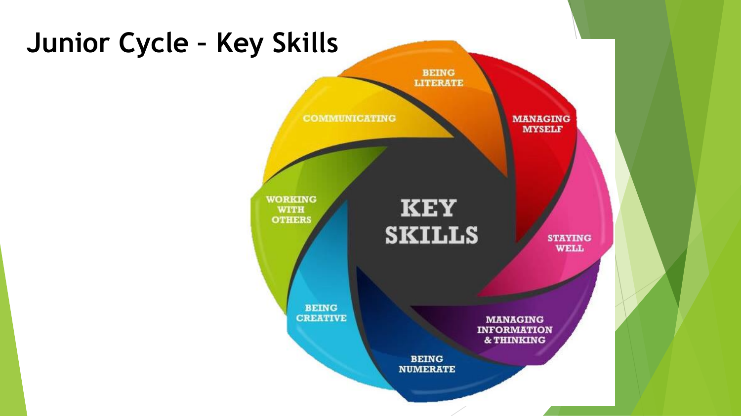# Junior Cycle – Key Skills

KEY SKILLS

- BEING LITERATE
- MANAGING MYSELF
- STAYING WELL
- MANAGING INFORMATION & THINKING
- BEING NUMERATE
- BEING CREATIVE
- WORKING WITH OTHERS
- COMMUNICATING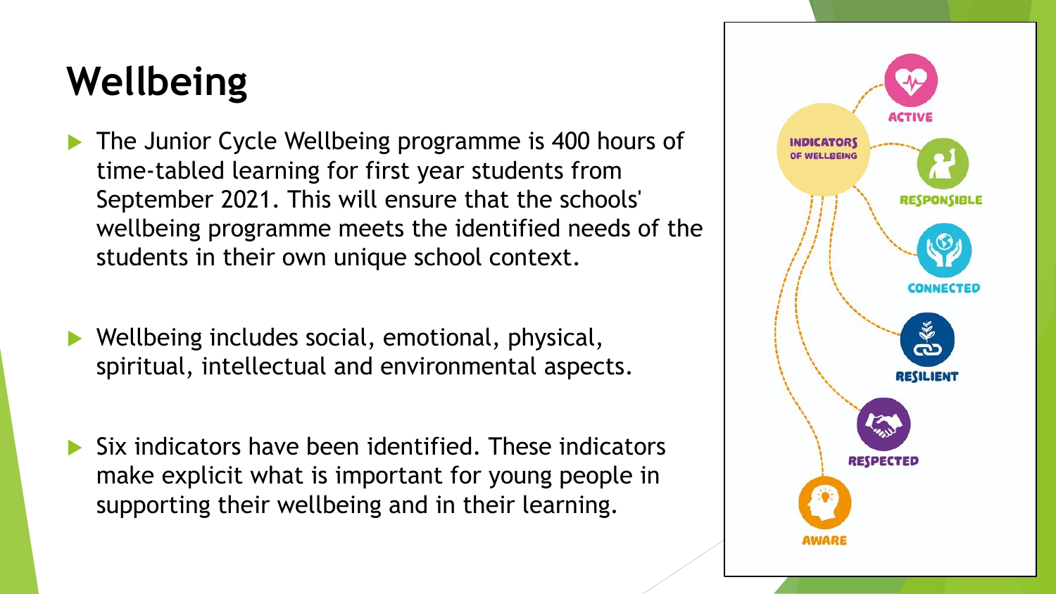# Wellbeing

- The Junior Cycle Wellbeing programme is 400 hours of time-tabled learning for first year students from September 2021. This will ensure that the schools' wellbeing programme meets the identified needs of the students in their own unique school context.

- Wellbeing includes social, emotional, physical, spiritual, intellectual and environmental aspects.

- Six indicators have been identified. These indicators make explicit what is important for young people in supporting their wellbeing and in their learning.

INDICATORS OF WELLBEING

- ACTIVE
- RESPONSIBLE
- CONNECTED
- RESILIENT
- RESPECTED
- AWARE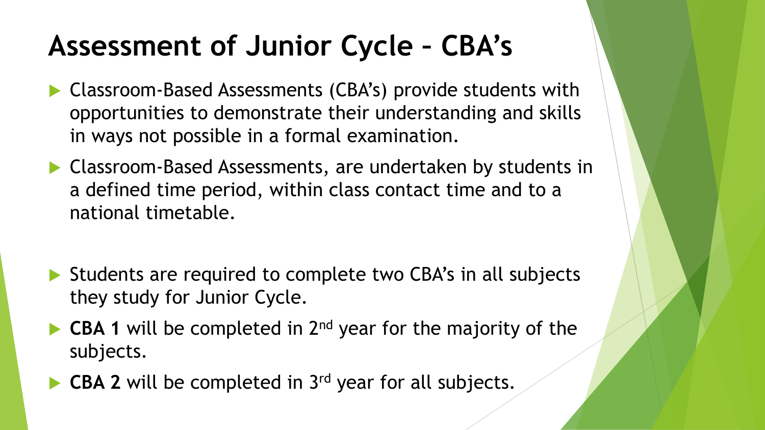# Assessment of Junior Cycle – CBA's

- Classroom-Based Assessments (CBA's) provide students with opportunities to demonstrate their understanding and skills in ways not possible in a formal examination.
- Classroom-Based Assessments, are undertaken by students in a defined time period, within class contact time and to a national timetable.

- Students are required to complete two CBA's in all subjects they study for Junior Cycle.
- **CBA 1** will be completed in 2nd year for the majority of the subjects.
- **CBA 2** will be completed in 3rd year for all subjects.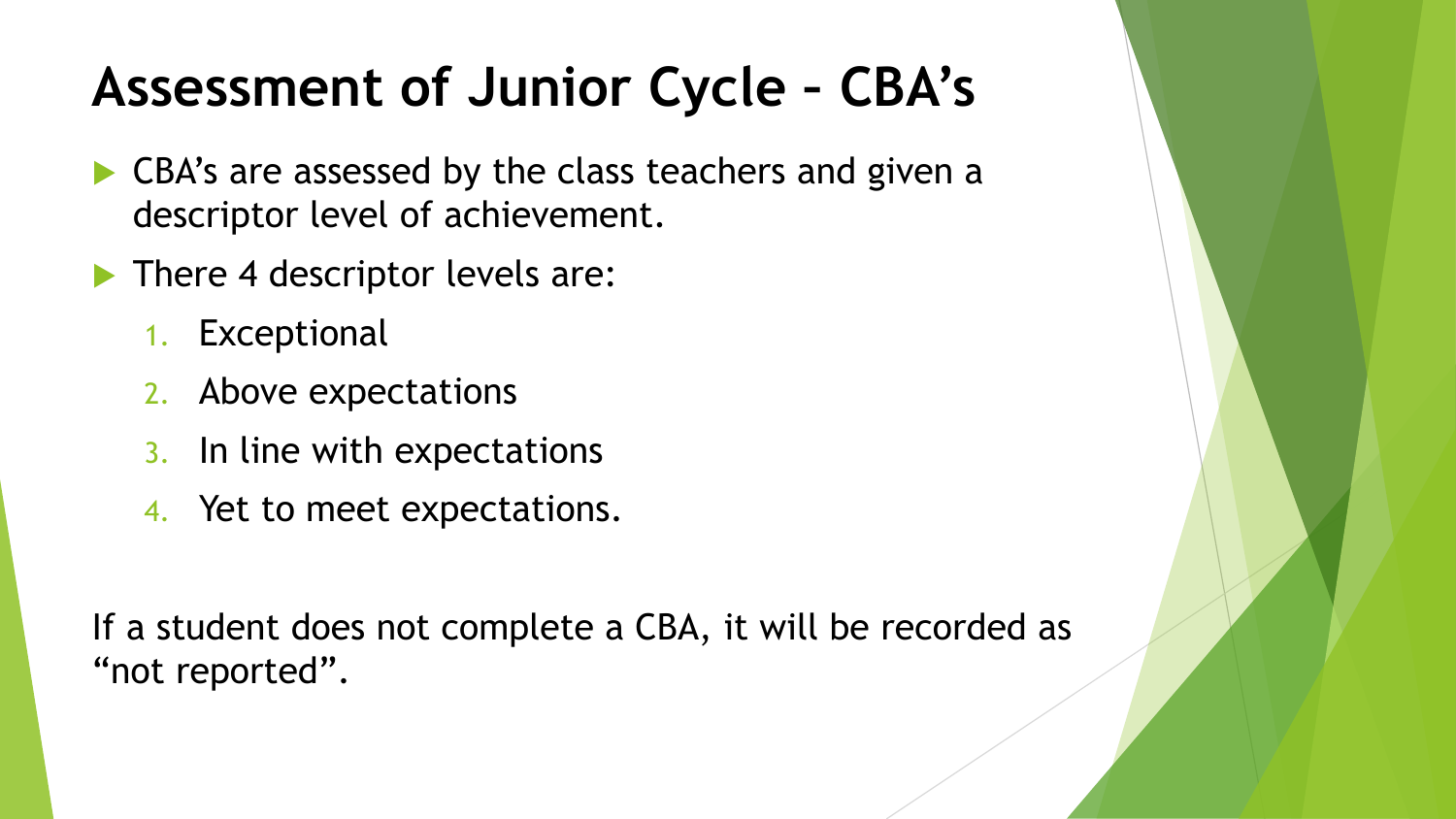# Assessment of Junior Cycle – CBA's

- CBA's are assessed by the class teachers and given a descriptor level of achievement.
- There 4 descriptor levels are:
  1. Exceptional
  2. Above expectations
  3. In line with expectations
  4. Yet to meet expectations.

If a student does not complete a CBA, it will be recorded as "not reported".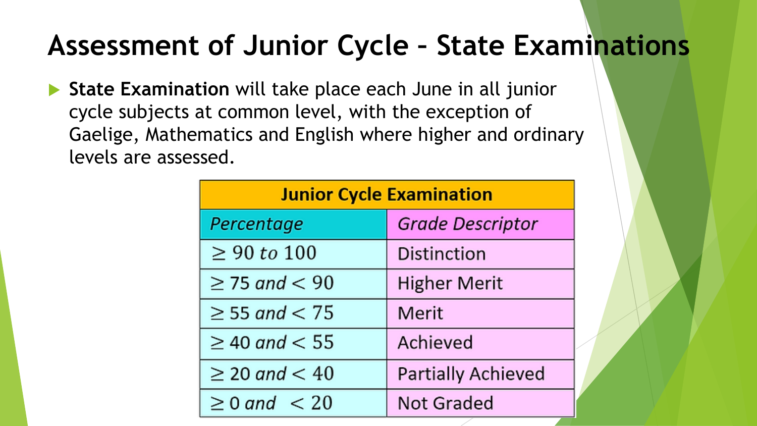# Assessment of Junior Cycle – State Examinations

- **State Examination** will take place each June in all junior cycle subjects at common level, with the exception of Gaelige, Mathematics and English where higher and ordinary levels are assessed.

| Junior Cycle Examination | |
|---|---|
| *Percentage* | *Grade Descriptor* |
| $\geq 90$ *to* $100$ | Distinction |
| $\geq 75$ *and* $< 90$ | Higher Merit |
| $\geq 55$ *and* $< 75$ | Merit |
| $\geq 40$ *and* $< 55$ | Achieved |
| $\geq 20$ *and* $< 40$ | Partially Achieved |
| $\geq 0$ *and* $< 20$ | Not Graded |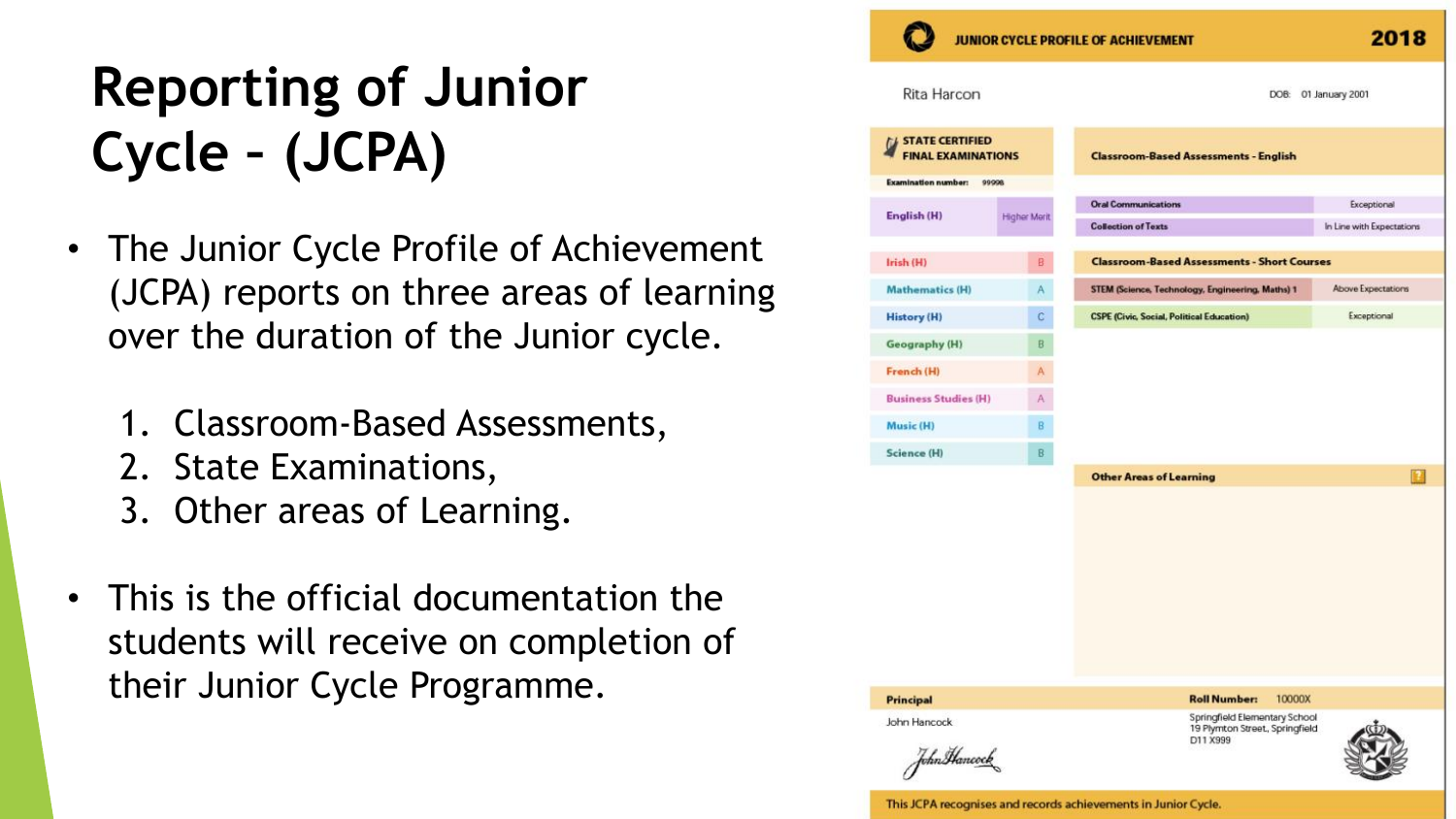# Reporting of Junior Cycle – (JCPA)

- The Junior Cycle Profile of Achievement (JCPA) reports on three areas of learning over the duration of the Junior cycle.

  1. Classroom-Based Assessments,
  2. State Examinations,
  3. Other areas of Learning.

- This is the official documentation the students will receive on completion of their Junior Cycle Programme.

**JUNIOR CYCLE PROFILE OF ACHIEVEMENT** 2018

Rita Harcon — DOB: 01 January 2001

**STATE CERTIFIED FINAL EXAMINATIONS**

Examination number: 99998

| Subject | Grade |
|---|---|
| English (H) | Higher Merit |
| Irish (H) | B |
| Mathematics (H) | A |
| History (H) | C |
| Geography (H) | B |
| French (H) | A |
| Business Studies (H) | A |
| Music (H) | B |
| Science (H) | B |

**Classroom-Based Assessments - English**

| Assessment | Descriptor |
|---|---|
| Oral Communications | Exceptional |
| Collection of Texts | In Line with Expectations |

**Classroom-Based Assessments - Short Courses**

| Short Course | Descriptor |
|---|---|
| STEM (Science, Technology, Engineering, Maths) 1 | Above Expectations |
| CSPE (Civic, Social, Political Education) | Exceptional |

**Other Areas of Learning**

**Principal**: John Hancock

**Roll Number:** 10000X

Springfield Elementary School
19 Plymton Street, Springfield
D11 X999

This JCPA recognises and records achievements in Junior Cycle.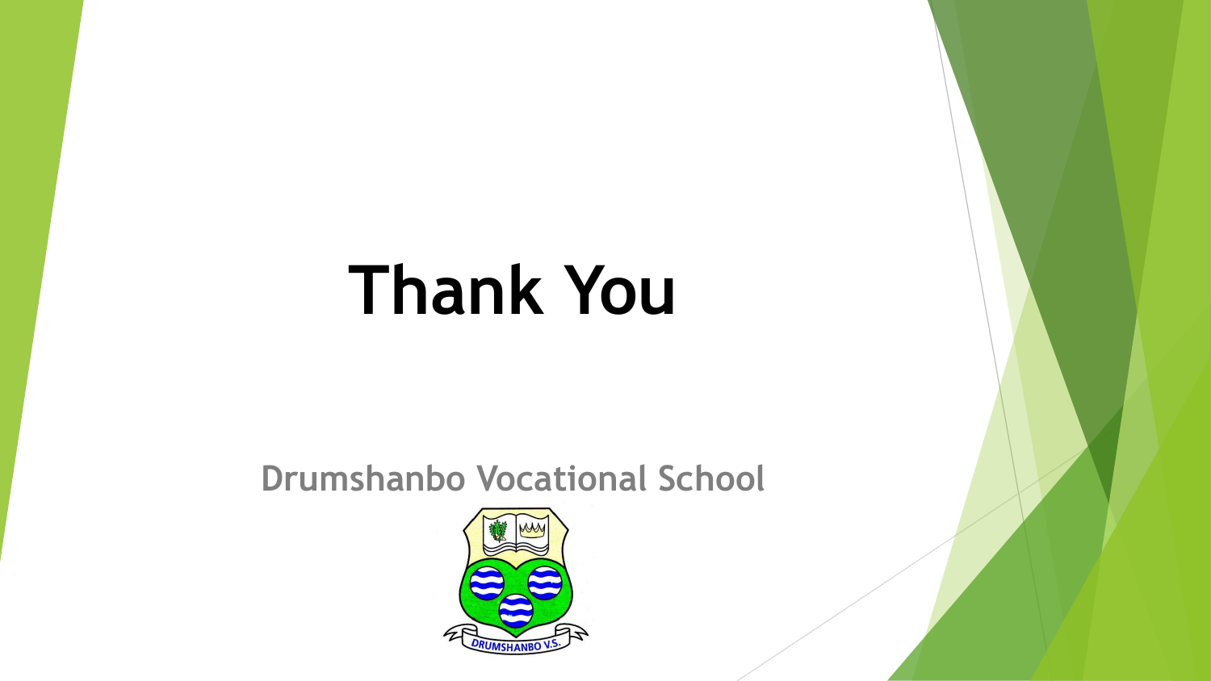# Thank You

Drumshanbo Vocational School